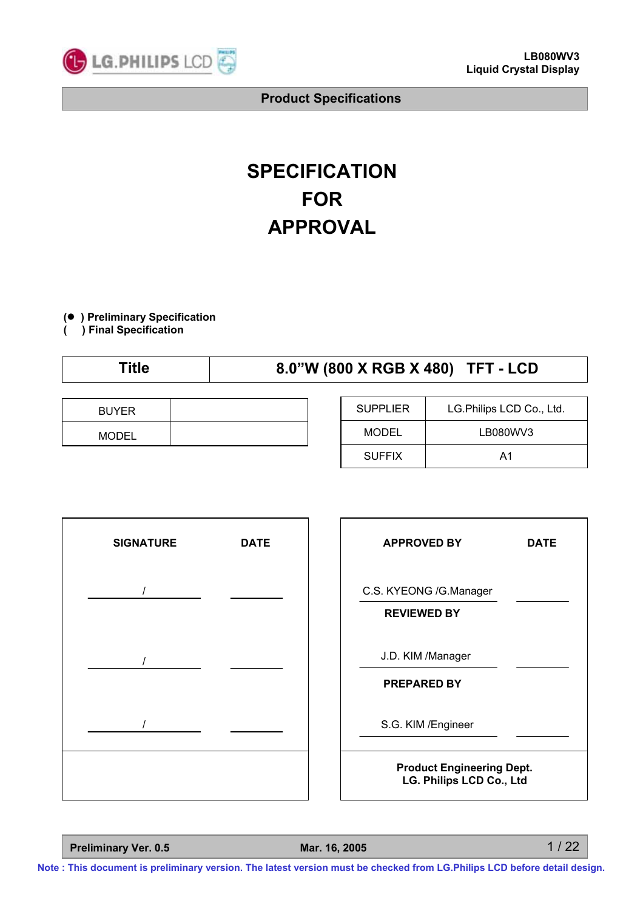# SPECIFICATION FOR APPROVAL

**(● ) Preliminary Specification**
**(   ) Final Specification**

| Title | 8.0"W (800 X RGB X 480)   TFT - LCD |
|---|---|

| BUYER | |
|---|---|
| MODEL | |

| SUPPLIER | LG.Philips LCD Co., Ltd. |
|---|---|
| MODEL | LB080WV3 |
| SUFFIX | A1 |

| SIGNATURE | DATE |
|---|---|
| / | |
| / | |
| / | |

| APPROVED BY | DATE |
|---|---|
| C.S. KYEONG /G.Manager | |
| **REVIEWED BY** | |
| J.D. KIM /Manager | |
| **PREPARED BY** | |
| S.G. KIM /Engineer | |

**Product Engineering Dept.**
**LG. Philips LCD Co., Ltd**

**Preliminary Ver. 0.5** **Mar. 16, 2005**

**Note : This document is preliminary version. The latest version must be checked from LG.Philips LCD before detail design.**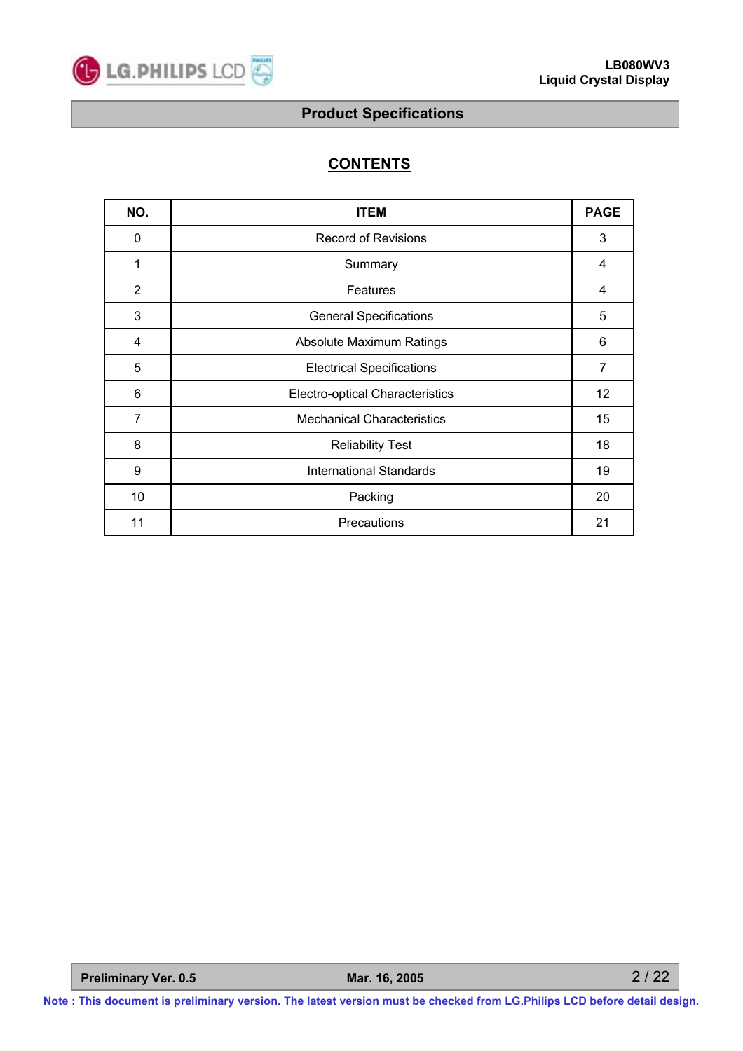# Product Specifications

## CONTENTS

| NO. | ITEM | PAGE |
|---|---|---|
| 0 | Record of Revisions | 3 |
| 1 | Summary | 4 |
| 2 | Features | 4 |
| 3 | General Specifications | 5 |
| 4 | Absolute Maximum Ratings | 6 |
| 5 | Electrical Specifications | 7 |
| 6 | Electro-optical Characteristics | 12 |
| 7 | Mechanical Characteristics | 15 |
| 8 | Reliability Test | 18 |
| 9 | International Standards | 19 |
| 10 | Packing | 20 |
| 11 | Precautions | 21 |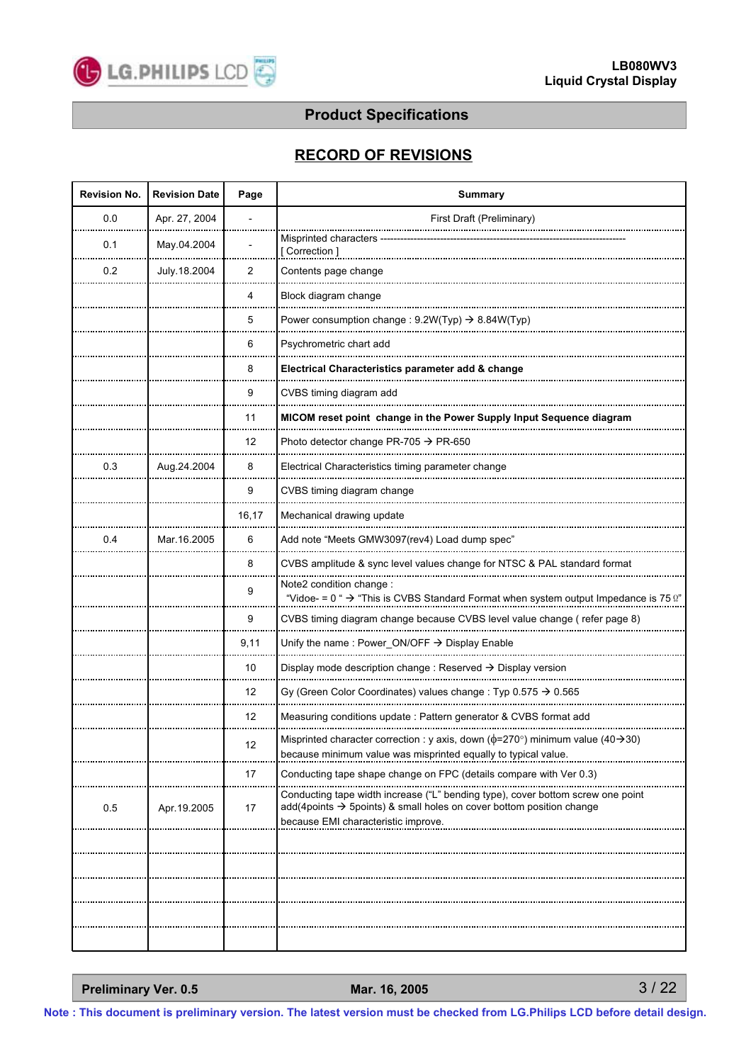## Product Specifications

# RECORD OF REVISIONS

| Revision No. | Revision Date | Page | Summary |
|---|---|---|---|
| 0.0 | Apr. 27, 2004 | - | First Draft (Preliminary) |
| 0.1 | May.04.2004 | - | Misprinted characters ---------------------------------------------------------------------- [ Correction ] |
| 0.2 | July.18.2004 | 2 | Contents page change |
| | | 4 | Block diagram change |
| | | 5 | Power consumption change : 9.2W(Typ) → 8.84W(Typ) |
| | | 6 | Psychrometric chart add |
| | | 8 | **Electrical Characteristics parameter add & change** |
| | | 9 | CVBS timing diagram add |
| | | 11 | **MICOM reset point change in the Power Supply Input Sequence diagram** |
| | | 12 | Photo detector change PR-705 → PR-650 |
| 0.3 | Aug.24.2004 | 8 | Electrical Characteristics timing parameter change |
| | | 9 | CVBS timing diagram change |
| | | 16,17 | Mechanical drawing update |
| 0.4 | Mar.16.2005 | 6 | Add note "Meets GMW3097(rev4) Load dump spec" |
| | | 8 | CVBS amplitude & sync level values change for NTSC & PAL standard format |
| | | 9 | Note2 condition change : "Vidoe- = 0 " → "This is CVBS Standard Format when system output Impedance is 75 Ω" |
| | | 9 | CVBS timing diagram change because CVBS level value change ( refer page 8) |
| | | 9,11 | Unify the name : Power_ON/OFF → Display Enable |
| | | 10 | Display mode description change : Reserved → Display version |
| | | 12 | Gy (Green Color Coordinates) values change : Typ 0.575 → 0.565 |
| | | 12 | Measuring conditions update : Pattern generator & CVBS format add |
| | | 12 | Misprinted character correction : y axis, down (ϕ=270°) minimum value (40→30) because minimum value was misprinted equally to typical value. |
| | | 17 | Conducting tape shape change on FPC (details compare with Ver 0.3) |
| 0.5 | Apr.19.2005 | 17 | Conducting tape width increase ("L" bending type), cover bottom screw one point add(4points → 5points) & small holes on cover bottom position change because EMI characteristic improve. |
| | | | |
| | | | |
| | | | |
| | | | |
| | | | |

**Preliminary Ver. 0.5** **Mar. 16, 2005**

**Note : This document is preliminary version. The latest version must be checked from LG.Philips LCD before detail design.**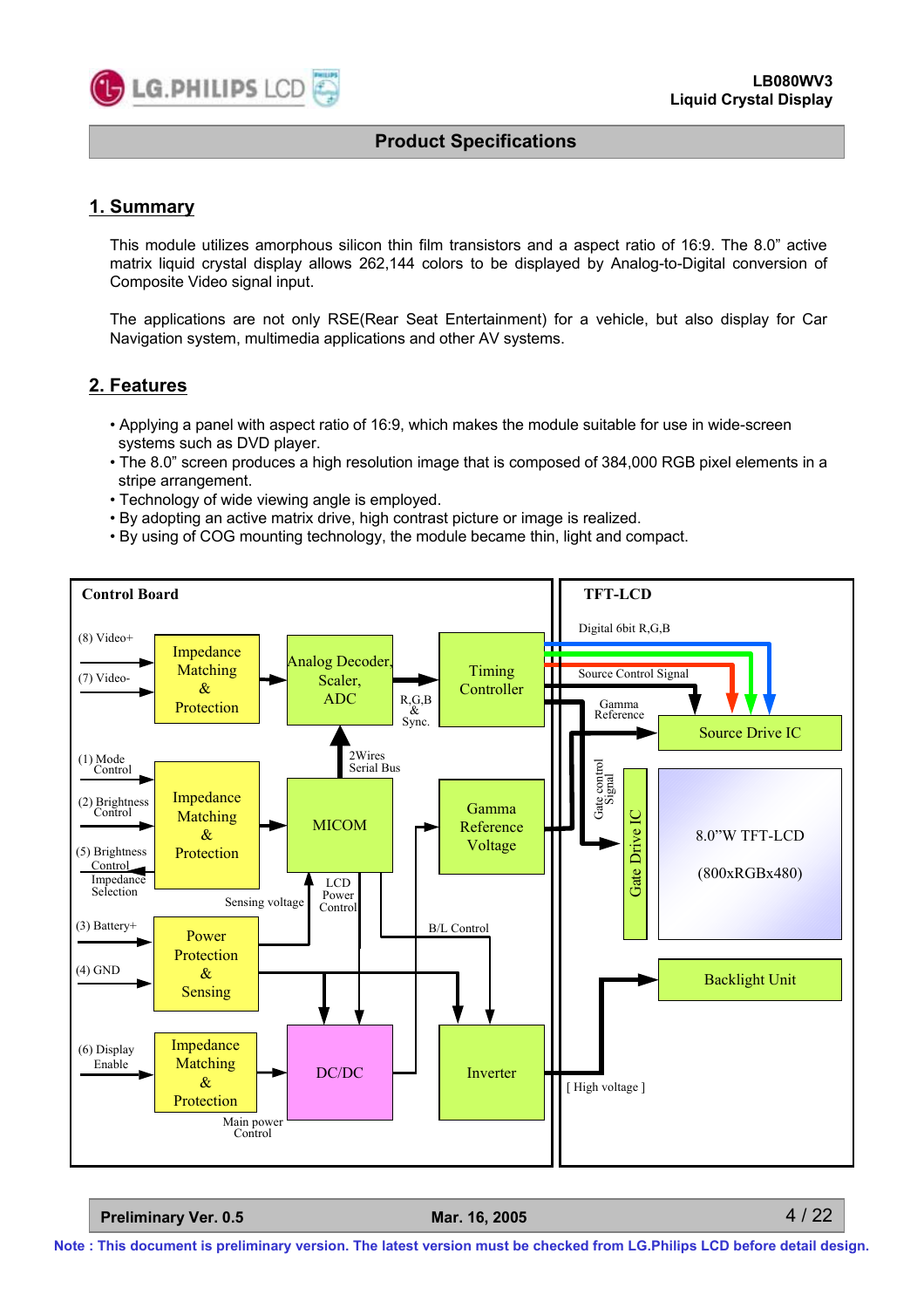## Product Specifications

## 1. Summary

This module utilizes amorphous silicon thin film transistors and a aspect ratio of 16:9. The 8.0” active matrix liquid crystal display allows 262,144 colors to be displayed by Analog-to-Digital conversion of Composite Video signal input.

The applications are not only RSE(Rear Seat Entertainment) for a vehicle, but also display for Car Navigation system, multimedia applications and other AV systems.

## 2. Features

- Applying a panel with aspect ratio of 16:9, which makes the module suitable for use in wide-screen systems such as DVD player.
- The 8.0” screen produces a high resolution image that is composed of 384,000 RGB pixel elements in a stripe arrangement.
- Technology of wide viewing angle is employed.
- By adopting an active matrix drive, high contrast picture or image is realized.
- By using of COG mounting technology, the module became thin, light and compact.

Control Board

(8) Video+
(7) Video-
Impedance Matching & Protection
Analog Decoder, Scaler, ADC
R,G,B & Sync.
Timing Controller

(1) Mode Control
(2) Brightness Control
(5) Brightness Control
Impedance Selection
Impedance Matching & Protection
2Wires Serial Bus
MICOM
Gamma Reference Voltage
Sensing voltage
LCD Power Control

(3) Battery+
(4) GND
Power Protection & Sensing
B/L Control

(6) Display Enable
Impedance Matching & Protection
Main power Control
DC/DC
Inverter

TFT-LCD

Digital 6bit R,G,B
Source Control Signal
Gamma Reference
Source Drive IC
Gate control Signal
Gate Drive IC
8.0”W TFT-LCD (800xRGBx480)
Backlight Unit
[ High voltage ]

Preliminary Ver. 0.5 Mar. 16, 2005

Note : This document is preliminary version. The latest version must be checked from LG.Philips LCD before detail design.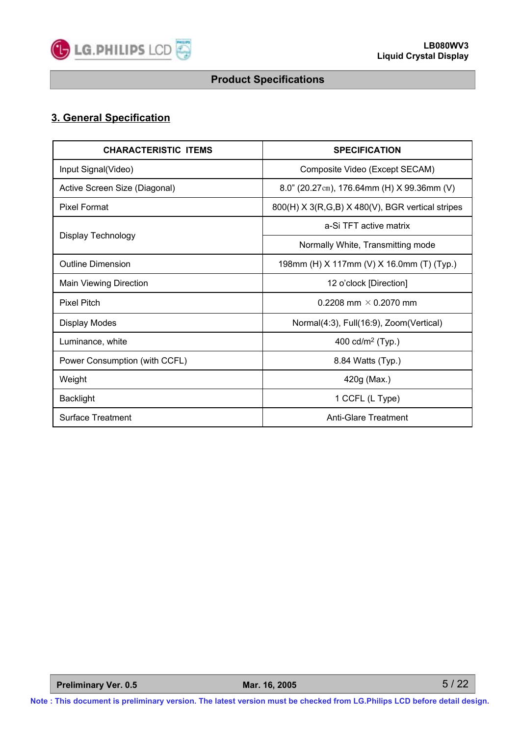## 3. General Specification

| CHARACTERISTIC ITEMS | SPECIFICATION |
|---|---|
| Input Signal(Video) | Composite Video (Except SECAM) |
| Active Screen Size (Diagonal) | 8.0" (20.27㎝), 176.64mm (H) X 99.36mm (V) |
| Pixel Format | 800(H) X 3(R,G,B) X 480(V), BGR vertical stripes |
| Display Technology | a-Si TFT active matrix |
| | Normally White, Transmitting mode |
| Outline Dimension | 198mm (H) X 117mm (V) X 16.0mm (T) (Typ.) |
| Main Viewing Direction | 12 o'clock [Direction] |
| Pixel Pitch | 0.2208 mm × 0.2070 mm |
| Display Modes | Normal(4:3), Full(16:9), Zoom(Vertical) |
| Luminance, white | 400 cd/m$^2$ (Typ.) |
| Power Consumption (with CCFL) | 8.84 Watts (Typ.) |
| Weight | 420g (Max.) |
| Backlight | 1 CCFL (L Type) |
| Surface Treatment | Anti-Glare Treatment |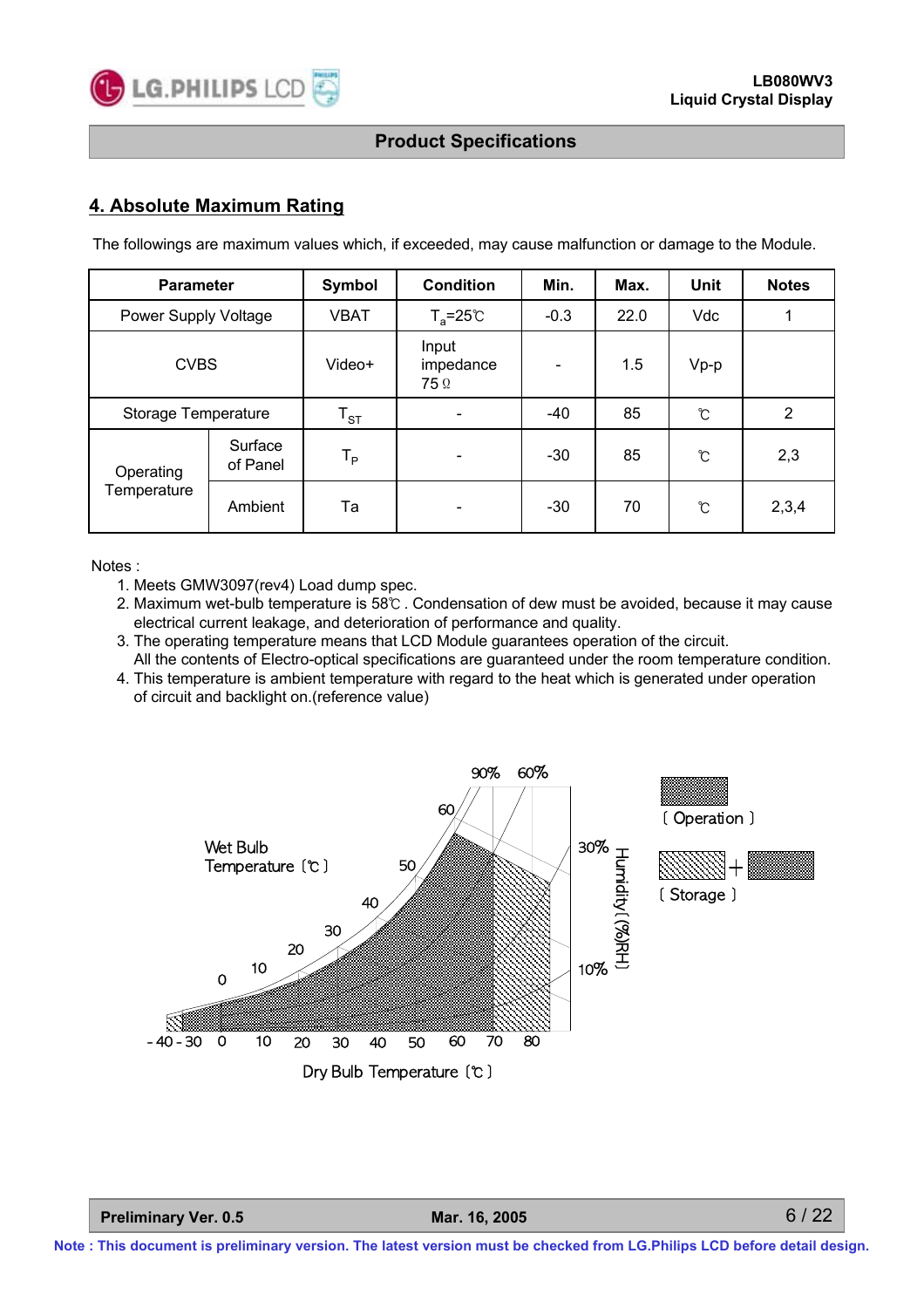## 4. Absolute Maximum Rating

The followings are maximum values which, if exceeded, may cause malfunction or damage to the Module.

| Parameter | | Symbol | Condition | Min. | Max. | Unit | Notes |
|---|---|---|---|---|---|---|---|
| Power Supply Voltage | | VBAT | $T_a$=25℃ | -0.3 | 22.0 | Vdc | 1 |
| CVBS | | Video+ | Input impedance 75 Ω | - | 1.5 | Vp-p | |
| Storage Temperature | | $T_{ST}$ | - | -40 | 85 | ℃ | 2 |
| Operating Temperature | Surface of Panel | $T_P$ | - | -30 | 85 | ℃ | 2,3 |
| | Ambient | Ta | - | -30 | 70 | ℃ | 2,3,4 |

Notes :

1. Meets GMW3097(rev4) Load dump spec.
2. Maximum wet-bulb temperature is 58℃ . Condensation of dew must be avoided, because it may cause electrical current leakage, and deterioration of performance and quality.
3. The operating temperature means that LCD Module guarantees operation of the circuit. All the contents of Electro-optical specifications are guaranteed under the room temperature condition.
4. This temperature is ambient temperature with regard to the heat which is generated under operation of circuit and backlight on.(reference value)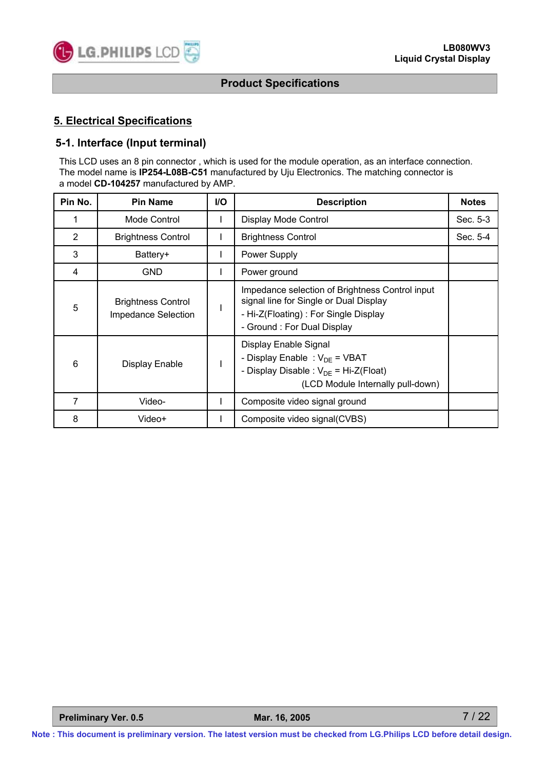## 5. Electrical Specifications

### 5-1. Interface (Input terminal)

This LCD uses an 8 pin connector , which is used for the module operation, as an interface connection. The model name is **IP254-L08B-C51** manufactured by Uju Electronics. The matching connector is a model **CD-104257** manufactured by AMP.

| Pin No. | Pin Name | I/O | Description | Notes |
|---|---|---|---|---|
| 1 | Mode Control | I | Display Mode Control | Sec. 5-3 |
| 2 | Brightness Control | I | Brightness Control | Sec. 5-4 |
| 3 | Battery+ | I | Power Supply | |
| 4 | GND | I | Power ground | |
| 5 | Brightness Control Impedance Selection | I | Impedance selection of Brightness Control input signal line for Single or Dual Display<br>- Hi-Z(Floating) : For Single Display<br>- Ground : For Dual Display | |
| 6 | Display Enable | I | Display Enable Signal<br>- Display Enable : $V_{DE}$ = VBAT<br>- Display Disable : $V_{DE}$ = Hi-Z(Float)<br>(LCD Module Internally pull-down) | |
| 7 | Video- | I | Composite video signal ground | |
| 8 | Video+ | I | Composite video signal(CVBS) | |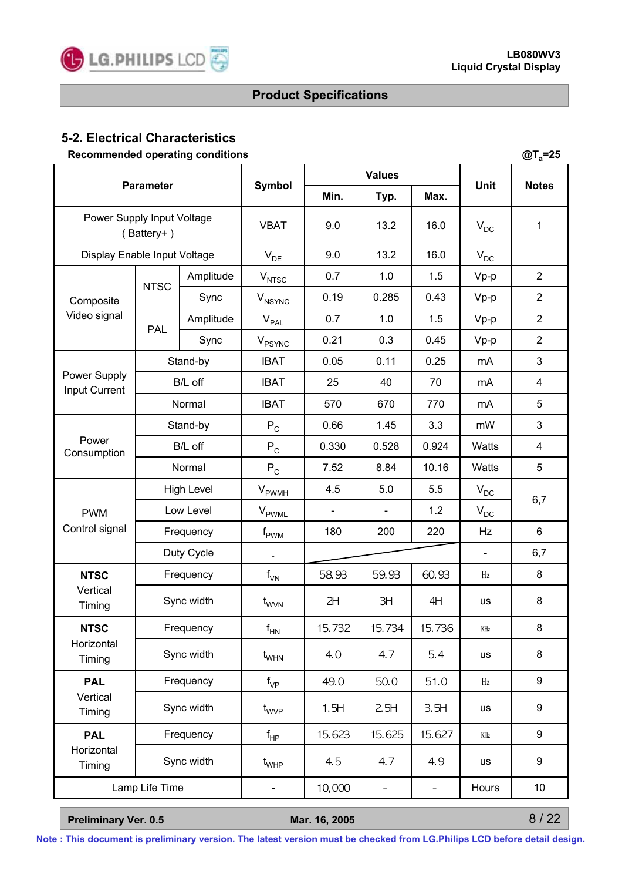## 5-2. Electrical Characteristics

**Recommended operating conditions** @$T_a$=25

| Parameter | | | Symbol | Values | | | Unit | Notes |
|---|---|---|---|---|---|---|---|---|
| | | | | Min. | Typ. | Max. | | |
| Power Supply Input Voltage ( Battery+ ) | | | VBAT | 9.0 | 13.2 | 16.0 | $V_{DC}$ | 1 |
| Display Enable Input Voltage | | | $V_{DE}$ | 9.0 | 13.2 | 16.0 | $V_{DC}$ | |
| Composite Video signal | NTSC | Amplitude | $V_{NTSC}$ | 0.7 | 1.0 | 1.5 | Vp-p | 2 |
| | | Sync | $V_{NSYNC}$ | 0.19 | 0.285 | 0.43 | Vp-p | 2 |
| | PAL | Amplitude | $V_{PAL}$ | 0.7 | 1.0 | 1.5 | Vp-p | 2 |
| | | Sync | $V_{PSYNC}$ | 0.21 | 0.3 | 0.45 | Vp-p | 2 |
| Power Supply Input Current | Stand-by | | IBAT | 0.05 | 0.11 | 0.25 | mA | 3 |
| | B/L off | | IBAT | 25 | 40 | 70 | mA | 4 |
| | Normal | | IBAT | 570 | 670 | 770 | mA | 5 |
| Power Consumption | Stand-by | | $P_C$ | 0.66 | 1.45 | 3.3 | mW | 3 |
| | B/L off | | $P_C$ | 0.330 | 0.528 | 0.924 | Watts | 4 |
| | Normal | | $P_C$ | 7.52 | 8.84 | 10.16 | Watts | 5 |
| PWM Control signal | High Level | | $V_{PWMH}$ | 4.5 | 5.0 | 5.5 | $V_{DC}$ | 6,7 |
| | Low Level | | $V_{PWML}$ | - | - | 1.2 | $V_{DC}$ | |
| | Frequency | | $f_{PWM}$ | 180 | 200 | 220 | Hz | 6 |
| | Duty Cycle | | - | | | | - | 6,7 |
| **NTSC** Vertical Timing | Frequency | | $f_{VN}$ | 58.93 | 59.93 | 60.93 | Hz | 8 |
| | Sync width | | $t_{WVN}$ | 2H | 3H | 4H | us | 8 |
| **NTSC** Horizontal Timing | Frequency | | $f_{HN}$ | 15.732 | 15.734 | 15.736 | KHz | 8 |
| | Sync width | | $t_{WHN}$ | 4.0 | 4.7 | 5.4 | us | 8 |
| **PAL** Vertical Timing | Frequency | | $f_{VP}$ | 49.0 | 50.0 | 51.0 | Hz | 9 |
| | Sync width | | $t_{WVP}$ | 1.5H | 2.5H | 3.5H | us | 9 |
| **PAL** Horizontal Timing | Frequency | | $f_{HP}$ | 15.623 | 15.625 | 15.627 | KHz | 9 |
| | Sync width | | $t_{WHP}$ | 4.5 | 4.7 | 4.9 | us | 9 |
| Lamp Life Time | | | - | 10,000 | - | - | Hours | 10 |

Preliminary Ver. 0.5 Mar. 16, 2005

Note : This document is preliminary version. The latest version must be checked from LG.Philips LCD before detail design.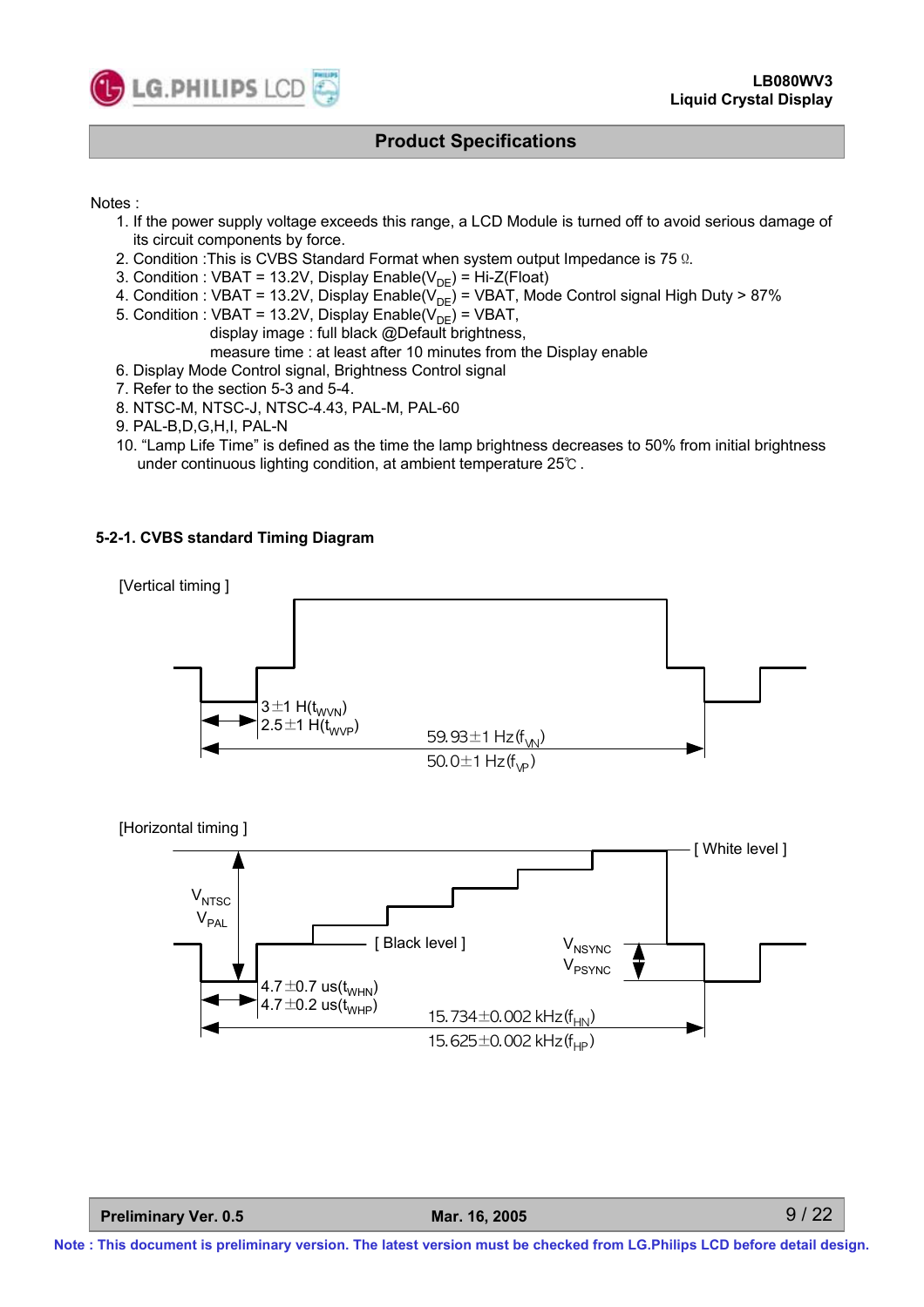Notes :

1. If the power supply voltage exceeds this range, a LCD Module is turned off to avoid serious damage of its circuit components by force.
2. Condition :This is CVBS Standard Format when system output Impedance is 75 Ω.
3. Condition : VBAT = 13.2V, Display Enable($V_{DE}$) = Hi-Z(Float)
4. Condition : VBAT = 13.2V, Display Enable($V_{DE}$) = VBAT, Mode Control signal High Duty > 87%
5. Condition : VBAT = 13.2V, Display Enable($V_{DE}$) = VBAT,
   display image : full black @Default brightness,
   measure time : at least after 10 minutes from the Display enable
6. Display Mode Control signal, Brightness Control signal
7. Refer to the section 5-3 and 5-4.
8. NTSC-M, NTSC-J, NTSC-4.43, PAL-M, PAL-60
9. PAL-B,D,G,H,I, PAL-N
10. "Lamp Life Time" is defined as the time the lamp brightness decreases to 50% from initial brightness under continuous lighting condition, at ambient temperature 25℃ .

### 5-2-1. CVBS standard Timing Diagram

[Vertical timing ]

3±1 H($t_{WVN}$)
2.5±1 H($t_{WVP}$)

59.93±1 Hz($f_{VN}$)
50.0±1 Hz($f_{VP}$)

[Horizontal timing ]

[ White level ]

$V_{NTSC}$
$V_{PAL}$

[ Black level ]

$V_{NSYNC}$
$V_{PSYNC}$

4.7±0.7 us($t_{WHN}$)
4.7±0.2 us($t_{WHP}$)

15.734±0.002 kHz($f_{HN}$)
15.625±0.002 kHz($f_{HP}$)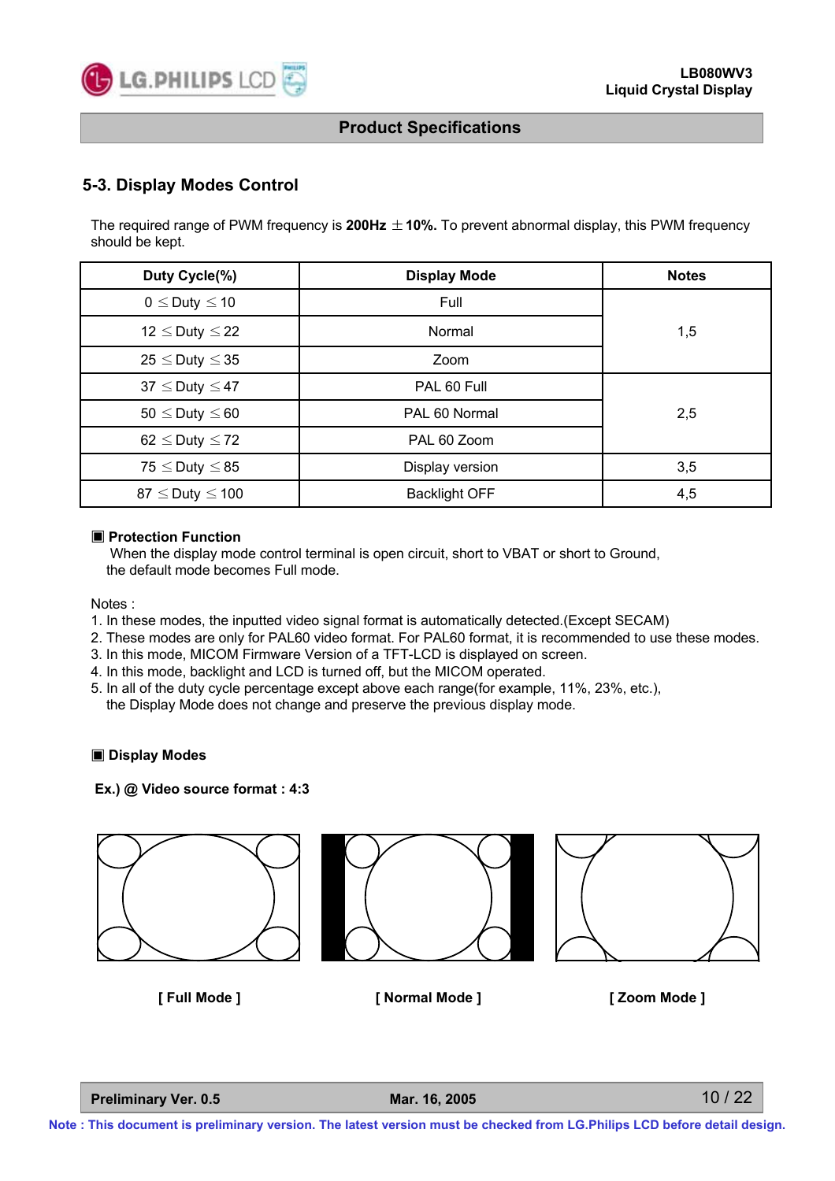## 5-3. Display Modes Control

The required range of PWM frequency is **200Hz $\pm$10%.** To prevent abnormal display, this PWM frequency should be kept.

| Duty Cycle(%) | Display Mode | Notes |
|---|---|---|
| $0 \leq$ Duty $\leq 10$ | Full | 1,5 |
| $12 \leq$ Duty $\leq 22$ | Normal | |
| $25 \leq$ Duty $\leq 35$ | Zoom | |
| $37 \leq$ Duty $\leq 47$ | PAL 60 Full | 2,5 |
| $50 \leq$ Duty $\leq 60$ | PAL 60 Normal | |
| $62 \leq$ Duty $\leq 72$ | PAL 60 Zoom | |
| $75 \leq$ Duty $\leq 85$ | Display version | 3,5 |
| $87 \leq$ Duty $\leq 100$ | Backlight OFF | 4,5 |

**▣ Protection Function**

When the display mode control terminal is open circuit, short to VBAT or short to Ground, the default mode becomes Full mode.

Notes :

1. In these modes, the inputted video signal format is automatically detected.(Except SECAM)
2. These modes are only for PAL60 video format. For PAL60 format, it is recommended to use these modes.
3. In this mode, MICOM Firmware Version of a TFT-LCD is displayed on screen.
4. In this mode, backlight and LCD is turned off, but the MICOM operated.
5. In all of the duty cycle percentage except above each range(for example, 11%, 23%, etc.), the Display Mode does not change and preserve the previous display mode.

**▣ Display Modes**

**Ex.) @ Video source format : 4:3**

**[ Full Mode ]** **[ Normal Mode ]** **[ Zoom Mode ]**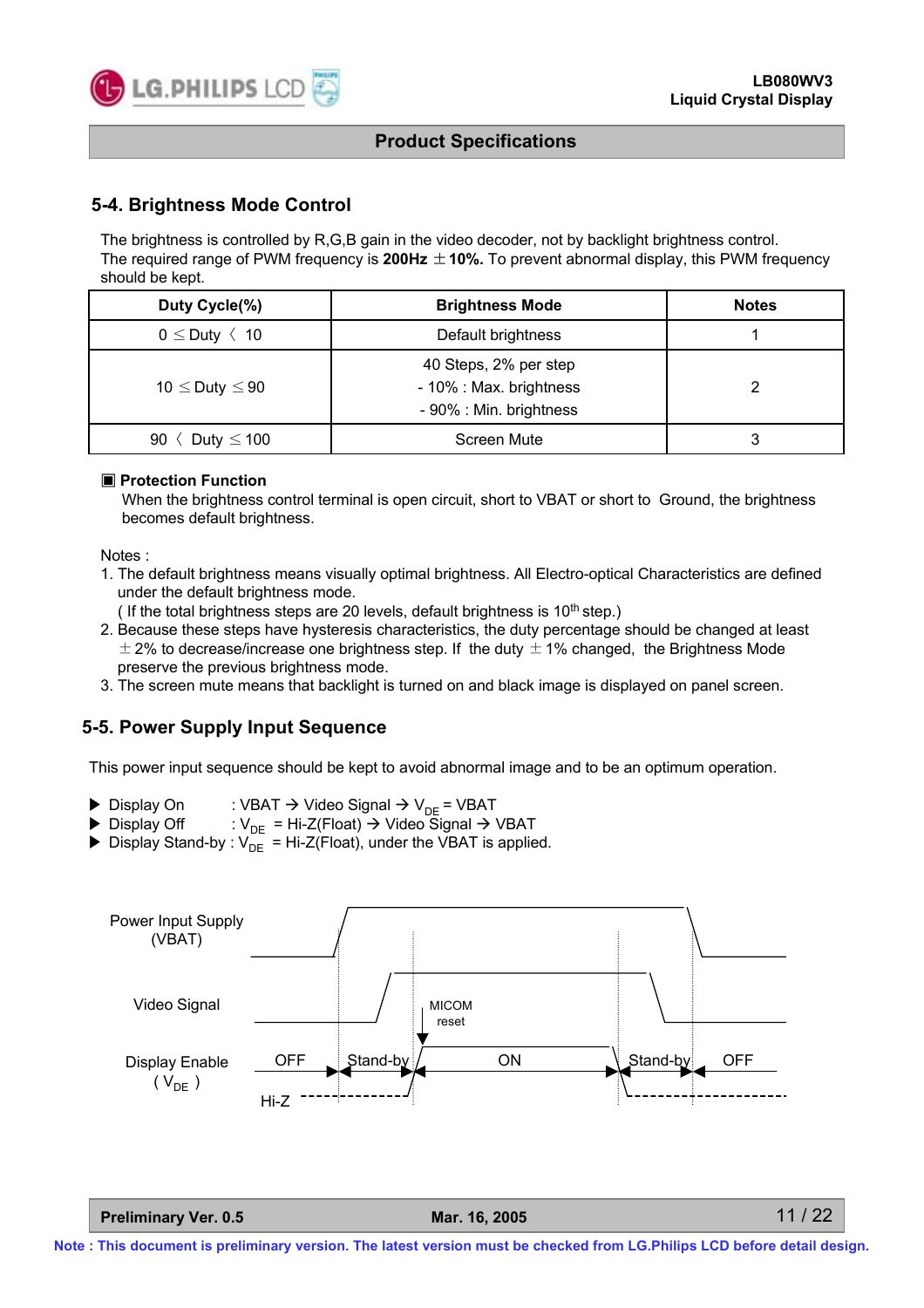## 5-4. Brightness Mode Control

The brightness is controlled by R,G,B gain in the video decoder, not by backlight brightness control.
The required range of PWM frequency is **200Hz** ±**10%.** To prevent abnormal display, this PWM frequency should be kept.

| Duty Cycle(%) | Brightness Mode | Notes |
|---|---|---|
| 0 ≤ Duty 〈 10 | Default brightness | 1 |
| 10 ≤ Duty ≤ 90 | 40 Steps, 2% per step<br>- 10% : Max. brightness<br>- 90% : Min. brightness | 2 |
| 90 〈 Duty ≤ 100 | Screen Mute | 3 |

**▣ Protection Function**

When the brightness control terminal is open circuit, short to VBAT or short to Ground, the brightness becomes default brightness.

Notes :

1. The default brightness means visually optimal brightness. All Electro-optical Characteristics are defined under the default brightness mode.
   ( If the total brightness steps are 20 levels, default brightness is 10th step.)
2. Because these steps have hysteresis characteristics, the duty percentage should be changed at least ±2% to decrease/increase one brightness step. If the duty ±1% changed, the Brightness Mode preserve the previous brightness mode.
3. The screen mute means that backlight is turned on and black image is displayed on panel screen.

## 5-5. Power Supply Input Sequence

This power input sequence should be kept to avoid abnormal image and to be an optimum operation.

- ▶ Display On : VBAT → Video Signal → $V_{DE}$ = VBAT
- ▶ Display Off : $V_{DE}$ = Hi-Z(Float) → Video Signal → VBAT
- ▶ Display Stand-by : $V_{DE}$ = Hi-Z(Float), under the VBAT is applied.

Power Input Supply (VBAT)

Video Signal

MICOM reset

Display Enable ( $V_{DE}$ )

OFF Stand-by ON Stand-by OFF

Hi-Z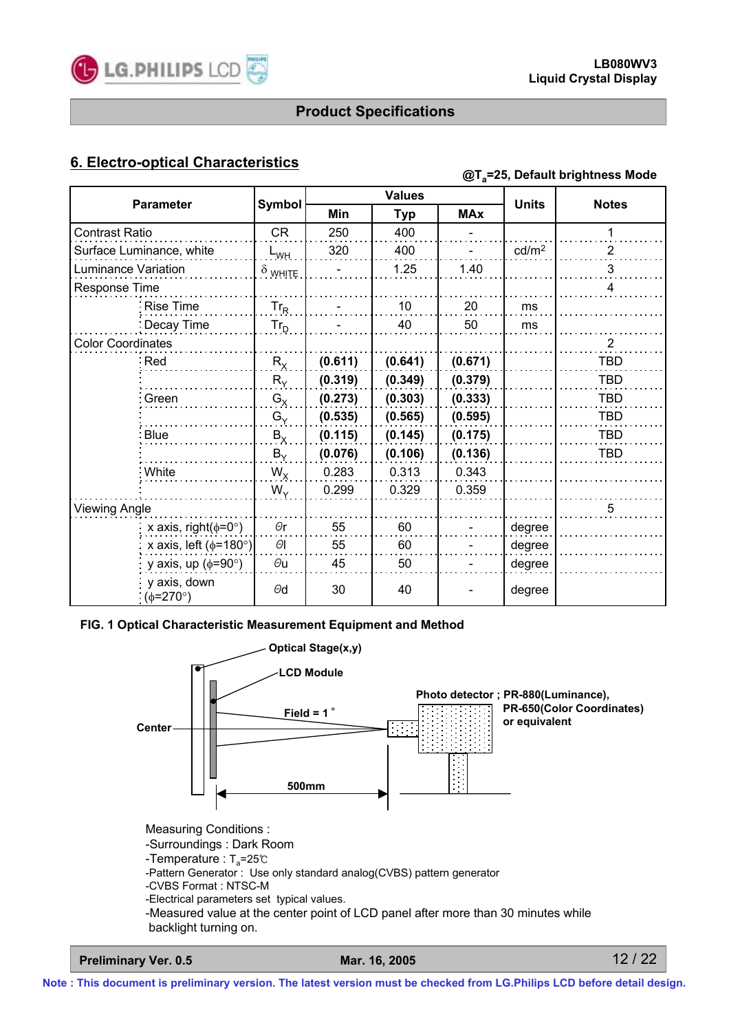## 6. Electro-optical Characteristics

@$T_a$=25, Default brightness Mode

| Parameter | | Symbol | Values | | | Units | Notes |
|---|---|---|---|---|---|---|---|
| | | | Min | Typ | MAx | | |
| Contrast Ratio | | CR | 250 | 400 | - | | 1 |
| Surface Luminance, white | | $L_{WH}$ | 320 | 400 | - | cd/m² | 2 |
| Luminance Variation | | $\delta_{WHITE}$ | - | 1.25 | 1.40 | | 3 |
| Response Time | | | | | | | 4 |
| | Rise Time | $Tr_R$ | - | 10 | 20 | ms | |
| | Decay Time | $Tr_D$ | - | 40 | 50 | ms | |
| Color Coordinates | | | | | | | 2 |
| | Red | $R_X$ | **(0.611)** | **(0.641)** | **(0.671)** | | TBD |
| | | $R_Y$ | **(0.319)** | **(0.349)** | **(0.379)** | | TBD |
| | Green | $G_X$ | **(0.273)** | **(0.303)** | **(0.333)** | | TBD |
| | | $G_Y$ | **(0.535)** | **(0.565)** | **(0.595)** | | TBD |
| | Blue | $B_X$ | **(0.115)** | **(0.145)** | **(0.175)** | | TBD |
| | | $B_Y$ | **(0.076)** | **(0.106)** | **(0.136)** | | TBD |
| | White | $W_X$ | 0.283 | 0.313 | 0.343 | | |
| | | $W_Y$ | 0.299 | 0.329 | 0.359 | | |
| Viewing Angle | | | | | | | 5 |
| | x axis, right(φ=0°) | θr | 55 | 60 | - | degree | |
| | x axis, left (φ=180°) | θl | 55 | 60 | - | degree | |
| | y axis, up (φ=90°) | θu | 45 | 50 | - | degree | |
| | y axis, down (φ=270°) | θd | 30 | 40 | - | degree | |

**FIG. 1 Optical Characteristic Measurement Equipment and Method**

Optical Stage(x,y)
LCD Module
Center
Field = 1°
500mm
Photo detector ; PR-880(Luminance), PR-650(Color Coordinates) or equivalent

Measuring Conditions :
- -Surroundings : Dark Room
- -Temperature : $T_a$=25℃
- -Pattern Generator : Use only standard analog(CVBS) pattern generator
- -CVBS Format : NTSC-M
- -Electrical parameters set typical values.
- -Measured value at the center point of LCD panel after more than 30 minutes while backlight turning on.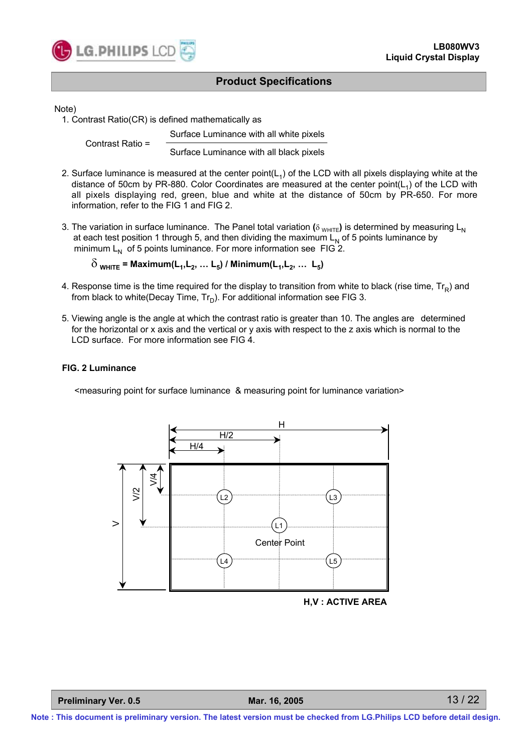## Product Specifications

Note)

1. Contrast Ratio(CR) is defined mathematically as

$$\text{Contrast Ratio} = \frac{\text{Surface Luminance with all white pixels}}{\text{Surface Luminance with all black pixels}}$$

2. Surface luminance is measured at the center point($L_1$) of the LCD with all pixels displaying white at the distance of 50cm by PR-880. Color Coordinates are measured at the center point($L_1$) of the LCD with all pixels displaying red, green, blue and white at the distance of 50cm by PR-650. For more information, refer to the FIG 1 and FIG 2.

3. The variation in surface luminance. The Panel total variation ($\delta_{WHITE}$) is determined by measuring $L_N$ at each test position 1 through 5, and then dividing the maximum $L_N$ of 5 points luminance by minimum $L_N$ of 5 points luminance. For more information see FIG 2.

   $$\delta_{WHITE} = \text{Maximum}(L_1, L_2, \ldots L_5) / \text{Minimum}(L_1, L_2, \ldots L_5)$$

4. Response time is the time required for the display to transition from white to black (rise time, $Tr_R$) and from black to white(Decay Time, $Tr_D$). For additional information see FIG 3.

5. Viewing angle is the angle at which the contrast ratio is greater than 10. The angles are determined for the horizontal or x axis and the vertical or y axis with respect to the z axis which is normal to the LCD surface. For more information see FIG 4.

### FIG. 2 Luminance

<measuring point for surface luminance & measuring point for luminance variation>

H, H/2, H/4, V, V/2, V/4, L1, L2, L3, L4, L5, Center Point

H,V : ACTIVE AREA

Note : This document is preliminary version. The latest version must be checked from LG.Philips LCD before detail design.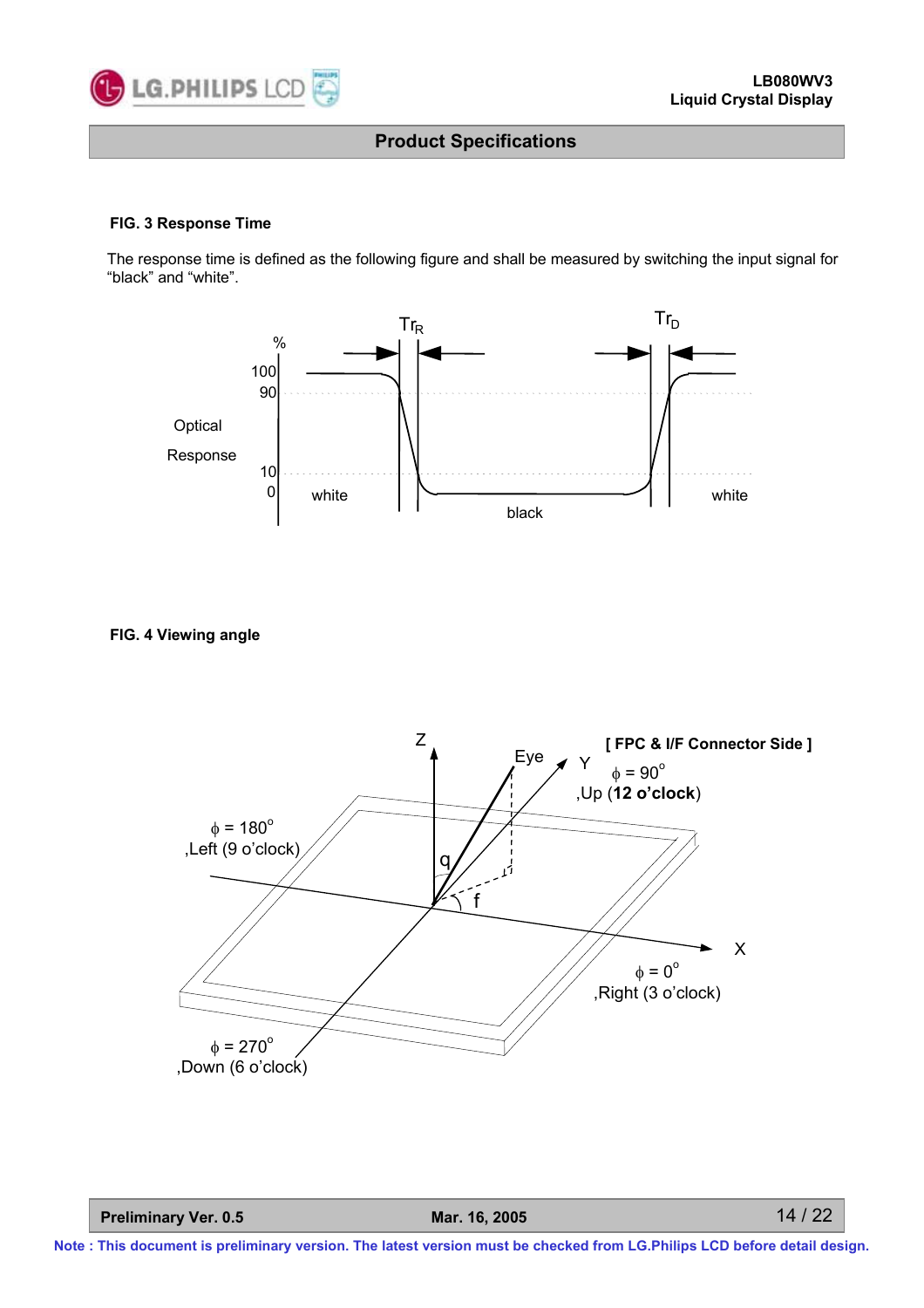**FIG. 3 Response Time**

The response time is defined as the following figure and shall be measured by switching the input signal for "black" and "white".

**FIG. 4 Viewing angle**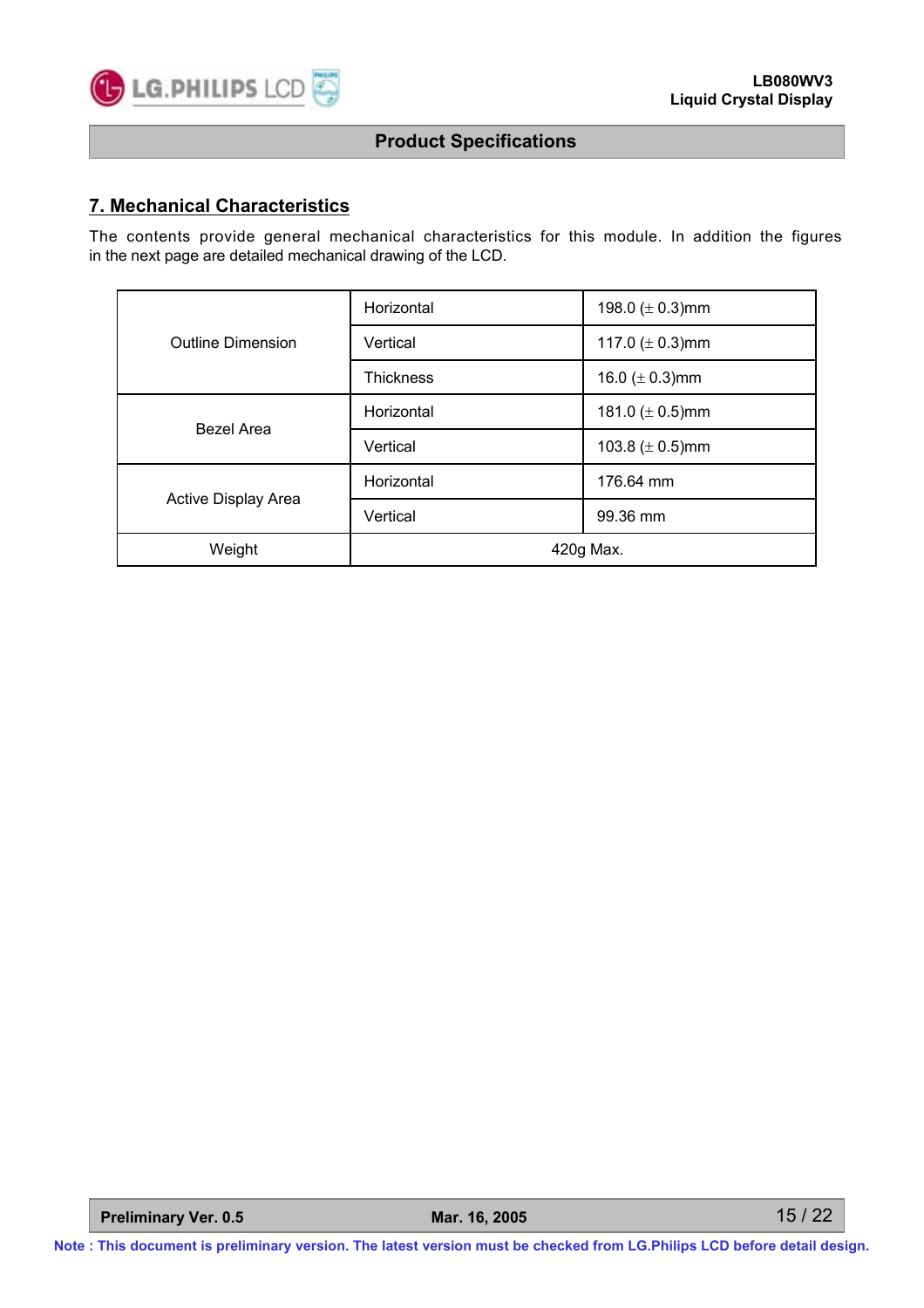## 7. Mechanical Characteristics

The contents provide general mechanical characteristics for this module. In addition the figures in the next page are detailed mechanical drawing of the LCD.

| | | |
|---|---|---|
| Outline Dimension | Horizontal | 198.0 (± 0.3)mm |
| | Vertical | 117.0 (± 0.3)mm |
| | Thickness | 16.0 (± 0.3)mm |
| Bezel Area | Horizontal | 181.0 (± 0.5)mm |
| | Vertical | 103.8 (± 0.5)mm |
| Active Display Area | Horizontal | 176.64 mm |
| | Vertical | 99.36 mm |
| Weight | 420g Max. | |

**Note : This document is preliminary version. The latest version must be checked from LG.Philips LCD before detail design.**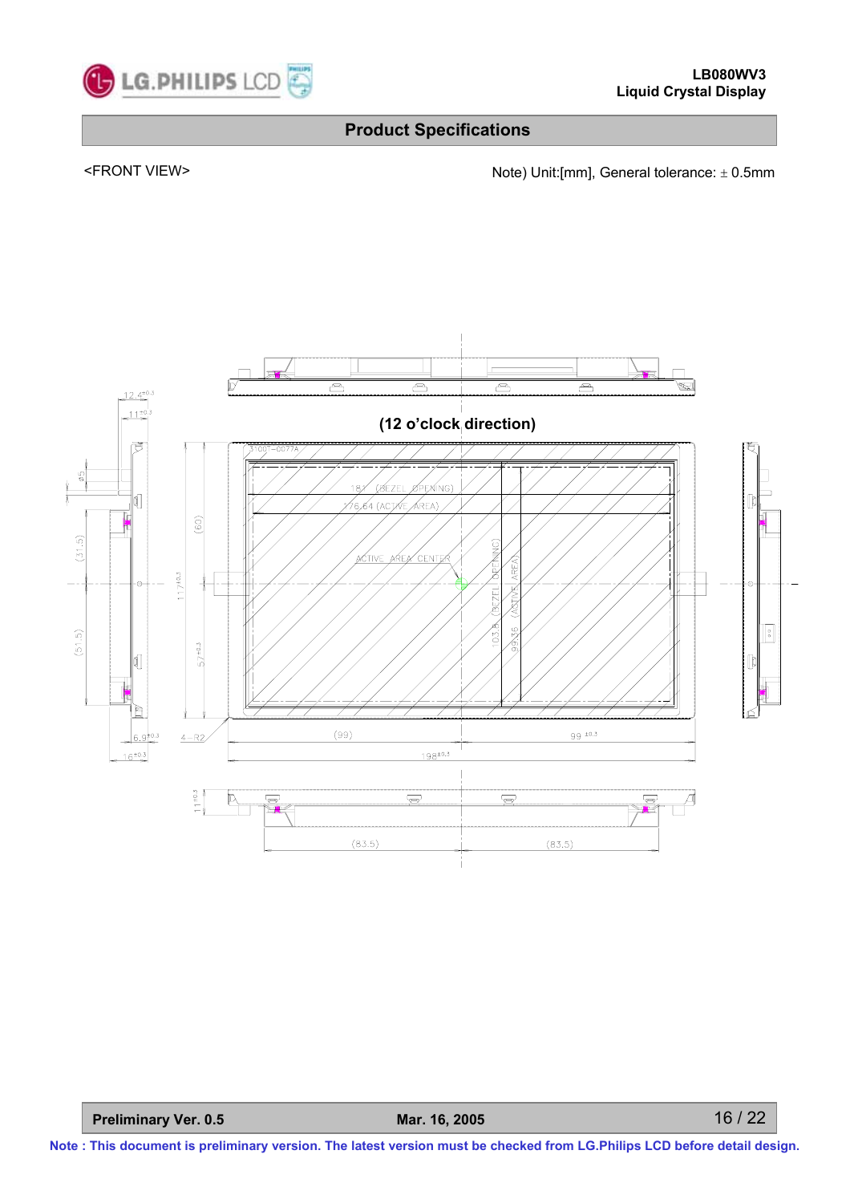## Product Specifications

<FRONT VIEW>

Note) Unit:[mm], General tolerance: ± 0.5mm

(12 o'clock direction)

181 (BEZEL OPENING)

176.64 (ACTIVE AREA)

ACTIVE AREA CENTER

103.8 (BEZEL OPENING)

99.36 (ACTIVE AREA)

(99)

$99^{\pm0.3}$

$198^{\pm0.3}$

(60)

$117^{\pm0.3}$

$57^{\pm0.3}$

4-R2

$12.4^{\pm0.3}$

$11^{\pm0.3}$

(31.5)

(51.5)

$6.9^{\pm0.3}$

$16^{\pm0.3}$

$11^{\pm0.3}$

(83.5)

(83.5)

Note : This document is preliminary version. The latest version must be checked from LG.Philips LCD before detail design.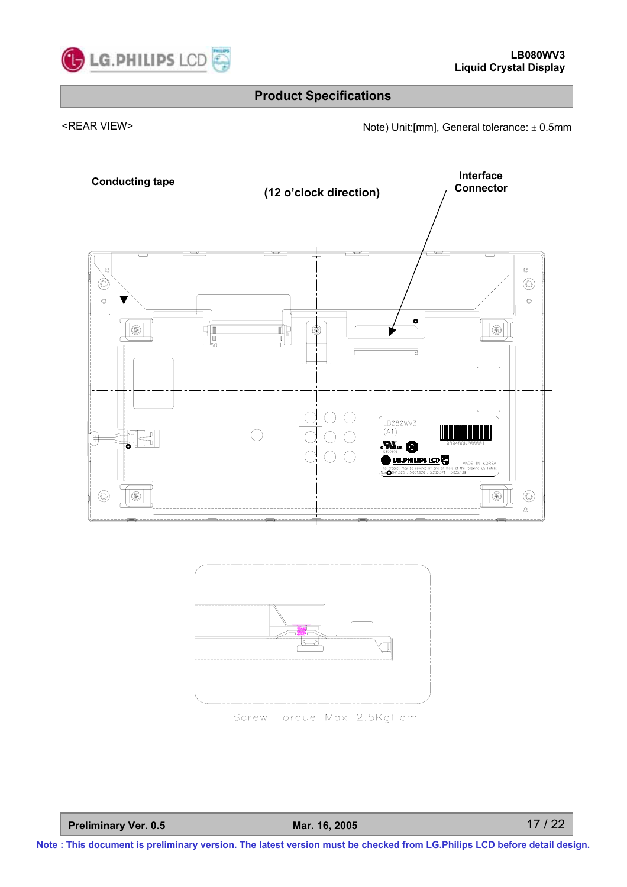## Product Specifications

<REAR VIEW>

Note) Unit:[mm], General tolerance: ± 0.5mm

Conducting tape

(12 o'clock direction)

Interface Connector

Screw Torque Max 2.5Kgf.cm

**Note : This document is preliminary version. The latest version must be checked from LG.Philips LCD before detail design.**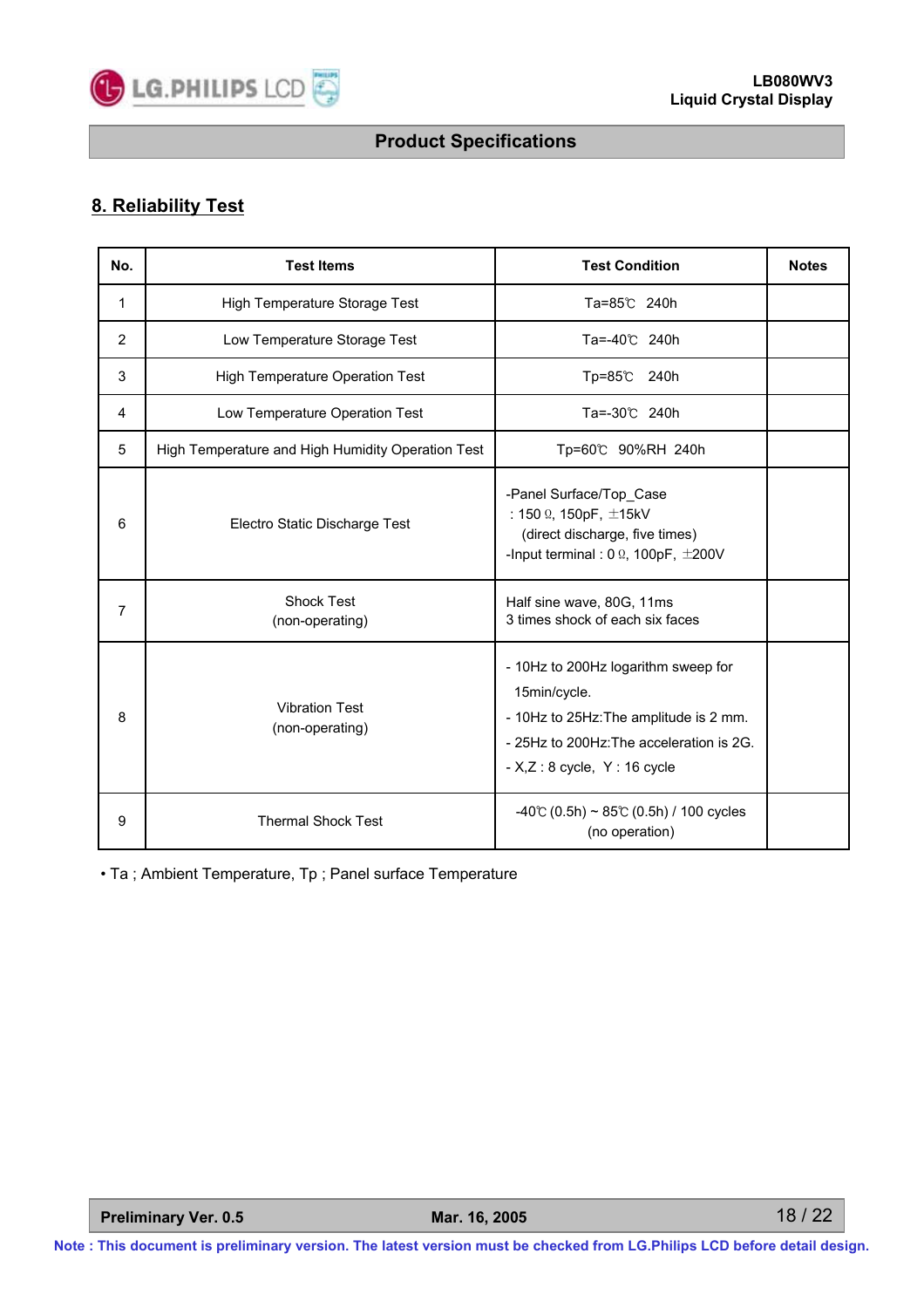## 8. Reliability Test

| No. | Test Items | Test Condition | Notes |
|---|---|---|---|
| 1 | High Temperature Storage Test | Ta=85℃ 240h | |
| 2 | Low Temperature Storage Test | Ta=-40℃ 240h | |
| 3 | High Temperature Operation Test | Tp=85℃ 240h | |
| 4 | Low Temperature Operation Test | Ta=-30℃ 240h | |
| 5 | High Temperature and High Humidity Operation Test | Tp=60℃ 90%RH 240h | |
| 6 | Electro Static Discharge Test | -Panel Surface/Top_Case<br>: 150 Ω, 150pF, ±15kV<br>(direct discharge, five times)<br>-Input terminal : 0 Ω, 100pF, ±200V | |
| 7 | Shock Test<br>(non-operating) | Half sine wave, 80G, 11ms<br>3 times shock of each six faces | |
| 8 | Vibration Test<br>(non-operating) | - 10Hz to 200Hz logarithm sweep for 15min/cycle.<br>- 10Hz to 25Hz:The amplitude is 2 mm.<br>- 25Hz to 200Hz:The acceleration is 2G.<br>- X,Z : 8 cycle, Y : 16 cycle | |
| 9 | Thermal Shock Test | -40℃ (0.5h) ~ 85℃ (0.5h) / 100 cycles<br>(no operation) | |

• Ta ; Ambient Temperature, Tp ; Panel surface Temperature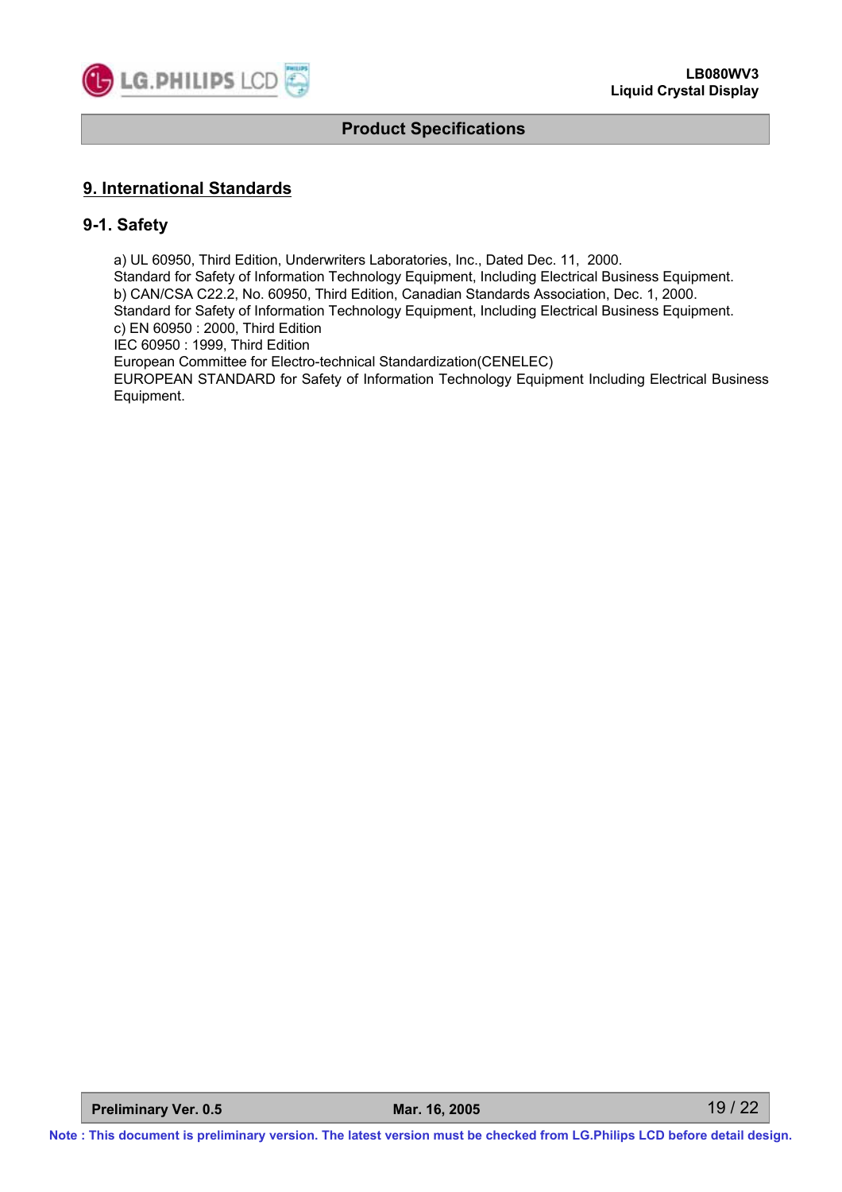## 9. International Standards

### 9-1. Safety

a) UL 60950, Third Edition, Underwriters Laboratories, Inc., Dated Dec. 11, 2000.
Standard for Safety of Information Technology Equipment, Including Electrical Business Equipment.
b) CAN/CSA C22.2, No. 60950, Third Edition, Canadian Standards Association, Dec. 1, 2000.
Standard for Safety of Information Technology Equipment, Including Electrical Business Equipment.
c) EN 60950 : 2000, Third Edition
IEC 60950 : 1999, Third Edition
European Committee for Electro-technical Standardization(CENELEC)
EUROPEAN STANDARD for Safety of Information Technology Equipment Including Electrical Business Equipment.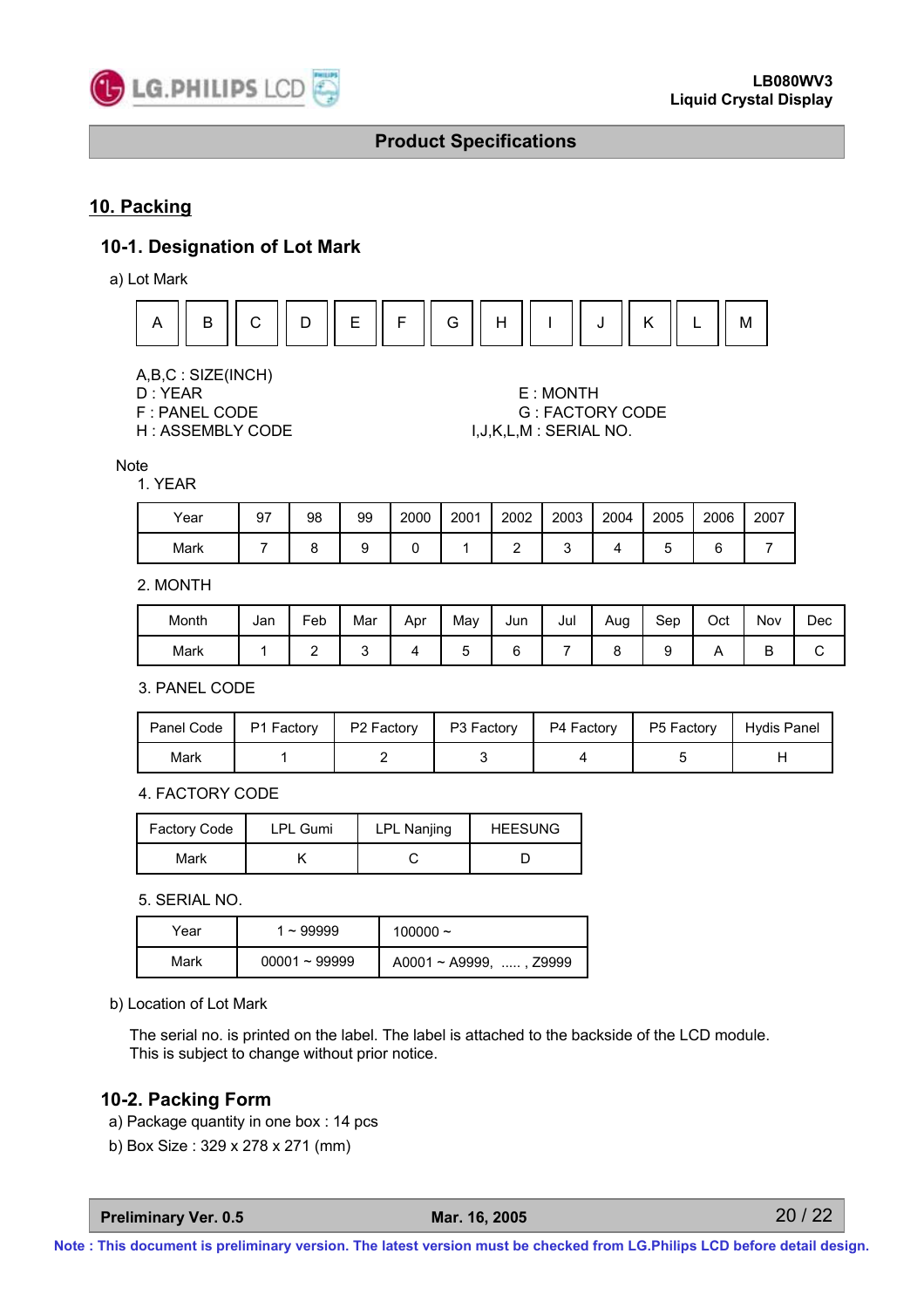## 10. Packing

### 10-1. Designation of Lot Mark

a) Lot Mark

| A | B | C | D | E | F | G | H | I | J | K | L | M |
|---|---|---|---|---|---|---|---|---|---|---|---|---|

A,B,C : SIZE(INCH)
D : YEAR
E : MONTH
F : PANEL CODE
G : FACTORY CODE
H : ASSEMBLY CODE
I,J,K,L,M : SERIAL NO.

Note

1. YEAR

| Year | 97 | 98 | 99 | 2000 | 2001 | 2002 | 2003 | 2004 | 2005 | 2006 | 2007 |
|---|---|---|---|---|---|---|---|---|---|---|---|
| Mark | 7 | 8 | 9 | 0 | 1 | 2 | 3 | 4 | 5 | 6 | 7 |

2. MONTH

| Month | Jan | Feb | Mar | Apr | May | Jun | Jul | Aug | Sep | Oct | Nov | Dec |
|---|---|---|---|---|---|---|---|---|---|---|---|---|
| Mark | 1 | 2 | 3 | 4 | 5 | 6 | 7 | 8 | 9 | A | B | C |

3. PANEL CODE

| Panel Code | P1 Factory | P2 Factory | P3 Factory | P4 Factory | P5 Factory | Hydis Panel |
|---|---|---|---|---|---|---|
| Mark | 1 | 2 | 3 | 4 | 5 | H |

4. FACTORY CODE

| Factory Code | LPL Gumi | LPL Nanjing | HEESUNG |
|---|---|---|---|
| Mark | K | C | D |

5. SERIAL NO.

| Year | 1 ~ 99999 | 100000 ~ |
|---|---|---|
| Mark | 00001 ~ 99999 | A0001 ~ A9999, ..... , Z9999 |

b) Location of Lot Mark

The serial no. is printed on the label. The label is attached to the backside of the LCD module.
This is subject to change without prior notice.

### 10-2. Packing Form

a) Package quantity in one box : 14 pcs

b) Box Size : 329 x 278 x 271 (mm)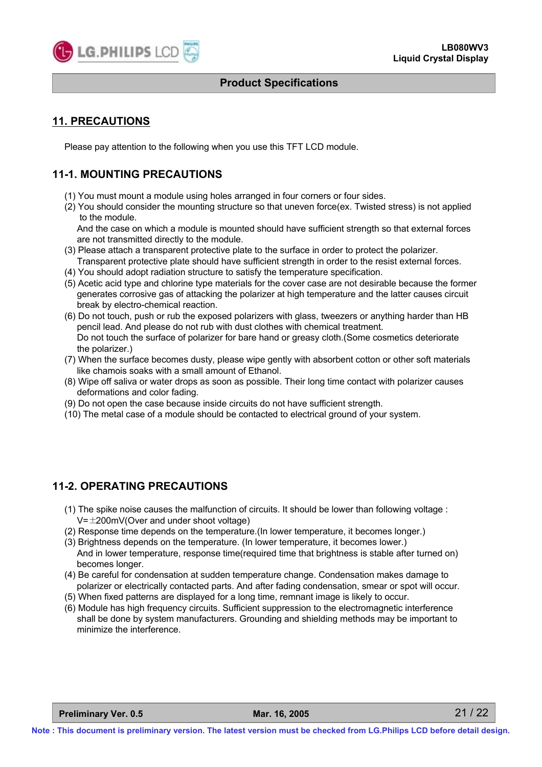## 11. PRECAUTIONS

Please pay attention to the following when you use this TFT LCD module.

### 11-1. MOUNTING PRECAUTIONS

(1) You must mount a module using holes arranged in four corners or four sides.
(2) You should consider the mounting structure so that uneven force(ex. Twisted stress) is not applied to the module.
And the case on which a module is mounted should have sufficient strength so that external forces are not transmitted directly to the module.
(3) Please attach a transparent protective plate to the surface in order to protect the polarizer.
Transparent protective plate should have sufficient strength in order to the resist external forces.
(4) You should adopt radiation structure to satisfy the temperature specification.
(5) Acetic acid type and chlorine type materials for the cover case are not desirable because the former generates corrosive gas of attacking the polarizer at high temperature and the latter causes circuit break by electro-chemical reaction.
(6) Do not touch, push or rub the exposed polarizers with glass, tweezers or anything harder than HB pencil lead. And please do not rub with dust clothes with chemical treatment.
Do not touch the surface of polarizer for bare hand or greasy cloth.(Some cosmetics deteriorate the polarizer.)
(7) When the surface becomes dusty, please wipe gently with absorbent cotton or other soft materials like chamois soaks with a small amount of Ethanol.
(8) Wipe off saliva or water drops as soon as possible. Their long time contact with polarizer causes deformations and color fading.
(9) Do not open the case because inside circuits do not have sufficient strength.
(10) The metal case of a module should be contacted to electrical ground of your system.

### 11-2. OPERATING PRECAUTIONS

(1) The spike noise causes the malfunction of circuits. It should be lower than following voltage : V=±200mV(Over and under shoot voltage)
(2) Response time depends on the temperature.(In lower temperature, it becomes longer.)
(3) Brightness depends on the temperature. (In lower temperature, it becomes lower.)
And in lower temperature, response time(required time that brightness is stable after turned on) becomes longer.
(4) Be careful for condensation at sudden temperature change. Condensation makes damage to polarizer or electrically contacted parts. And after fading condensation, smear or spot will occur.
(5) When fixed patterns are displayed for a long time, remnant image is likely to occur.
(6) Module has high frequency circuits. Sufficient suppression to the electromagnetic interference shall be done by system manufacturers. Grounding and shielding methods may be important to minimize the interference.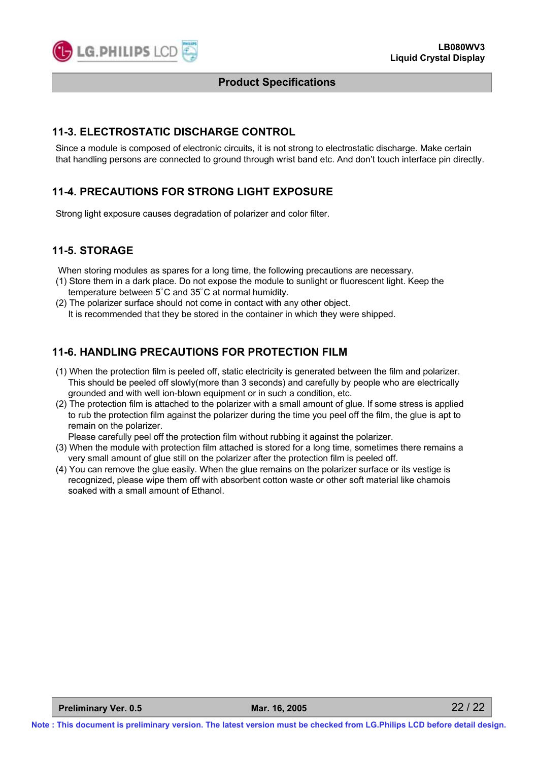### 11-3. ELECTROSTATIC DISCHARGE CONTROL

Since a module is composed of electronic circuits, it is not strong to electrostatic discharge. Make certain that handling persons are connected to ground through wrist band etc. And don't touch interface pin directly.

### 11-4. PRECAUTIONS FOR STRONG LIGHT EXPOSURE

Strong light exposure causes degradation of polarizer and color filter.

### 11-5. STORAGE

When storing modules as spares for a long time, the following precautions are necessary.

(1) Store them in a dark place. Do not expose the module to sunlight or fluorescent light. Keep the temperature between 5°C and 35°C at normal humidity.

(2) The polarizer surface should not come in contact with any other object.
It is recommended that they be stored in the container in which they were shipped.

### 11-6. HANDLING PRECAUTIONS FOR PROTECTION FILM

(1) When the protection film is peeled off, static electricity is generated between the film and polarizer. This should be peeled off slowly(more than 3 seconds) and carefully by people who are electrically grounded and with well ion-blown equipment or in such a condition, etc.

(2) The protection film is attached to the polarizer with a small amount of glue. If some stress is applied to rub the protection film against the polarizer during the time you peel off the film, the glue is apt to remain on the polarizer.
Please carefully peel off the protection film without rubbing it against the polarizer.

(3) When the module with protection film attached is stored for a long time, sometimes there remains a very small amount of glue still on the polarizer after the protection film is peeled off.

(4) You can remove the glue easily. When the glue remains on the polarizer surface or its vestige is recognized, please wipe them off with absorbent cotton waste or other soft material like chamois soaked with a small amount of Ethanol.